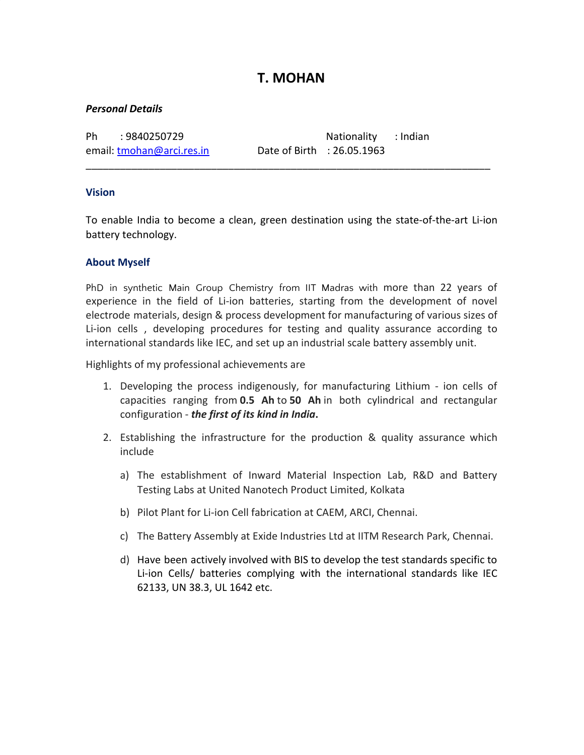# T. MOHAN

***Personal Details***

Ph : 9840250729 Nationality : Indian
email: tmohan@arci.res.in Date of Birth : 26.05.1963

---

## Vision

To enable India to become a clean, green destination using the state-of-the-art Li-ion battery technology.

## About Myself

PhD in synthetic Main Group Chemistry from IIT Madras with more than 22 years of experience in the field of Li-ion batteries, starting from the development of novel electrode materials, design & process development for manufacturing of various sizes of Li-ion cells , developing procedures for testing and quality assurance according to international standards like IEC, and set up an industrial scale battery assembly unit.

Highlights of my professional achievements are

1. Developing the process indigenously, for manufacturing Lithium - ion cells of capacities ranging from **0.5 Ah** to **50 Ah** in both cylindrical and rectangular configuration - ***the first of its kind in India*.**

2. Establishing the infrastructure for the production & quality assurance which include

   a) The establishment of Inward Material Inspection Lab, R&D and Battery Testing Labs at United Nanotech Product Limited, Kolkata

   b) Pilot Plant for Li-ion Cell fabrication at CAEM, ARCI, Chennai.

   c) The Battery Assembly at Exide Industries Ltd at IITM Research Park, Chennai.

   d) Have been actively involved with BIS to develop the test standards specific to Li-ion Cells/ batteries complying with the international standards like IEC 62133, UN 38.3, UL 1642 etc.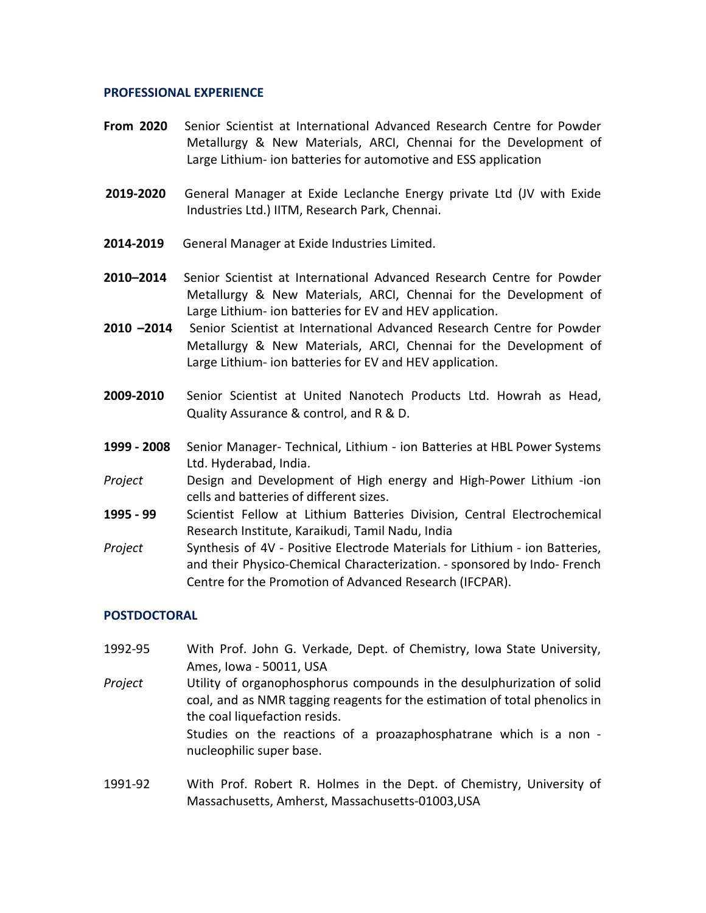## PROFESSIONAL EXPERIENCE

**From 2020** Senior Scientist at International Advanced Research Centre for Powder Metallurgy & New Materials, ARCI, Chennai for the Development of Large Lithium- ion batteries for automotive and ESS application

**2019-2020** General Manager at Exide Leclanche Energy private Ltd (JV with Exide Industries Ltd.) IITM, Research Park, Chennai.

**2014-2019** General Manager at Exide Industries Limited.

**2010–2014** Senior Scientist at International Advanced Research Centre for Powder Metallurgy & New Materials, ARCI, Chennai for the Development of Large Lithium- ion batteries for EV and HEV application.

**2010 –2014** Senior Scientist at International Advanced Research Centre for Powder Metallurgy & New Materials, ARCI, Chennai for the Development of Large Lithium- ion batteries for EV and HEV application.

**2009-2010** Senior Scientist at United Nanotech Products Ltd. Howrah as Head, Quality Assurance & control, and R & D.

**1999 - 2008** Senior Manager- Technical, Lithium - ion Batteries at HBL Power Systems Ltd. Hyderabad, India.

*Project* Design and Development of High energy and High-Power Lithium -ion cells and batteries of different sizes.

**1995 - 99** Scientist Fellow at Lithium Batteries Division, Central Electrochemical Research Institute, Karaikudi, Tamil Nadu, India

*Project* Synthesis of 4V - Positive Electrode Materials for Lithium - ion Batteries, and their Physico-Chemical Characterization. - sponsored by Indo- French Centre for the Promotion of Advanced Research (IFCPAR).

## POSTDOCTORAL

1992-95 With Prof. John G. Verkade, Dept. of Chemistry, Iowa State University, Ames, Iowa - 50011, USA

*Project* Utility of organophosphorus compounds in the desulphurization of solid coal, and as NMR tagging reagents for the estimation of total phenolics in the coal liquefaction resids.

Studies on the reactions of a proazaphosphatrane which is a non - nucleophilic super base.

1991-92 With Prof. Robert R. Holmes in the Dept. of Chemistry, University of Massachusetts, Amherst, Massachusetts-01003,USA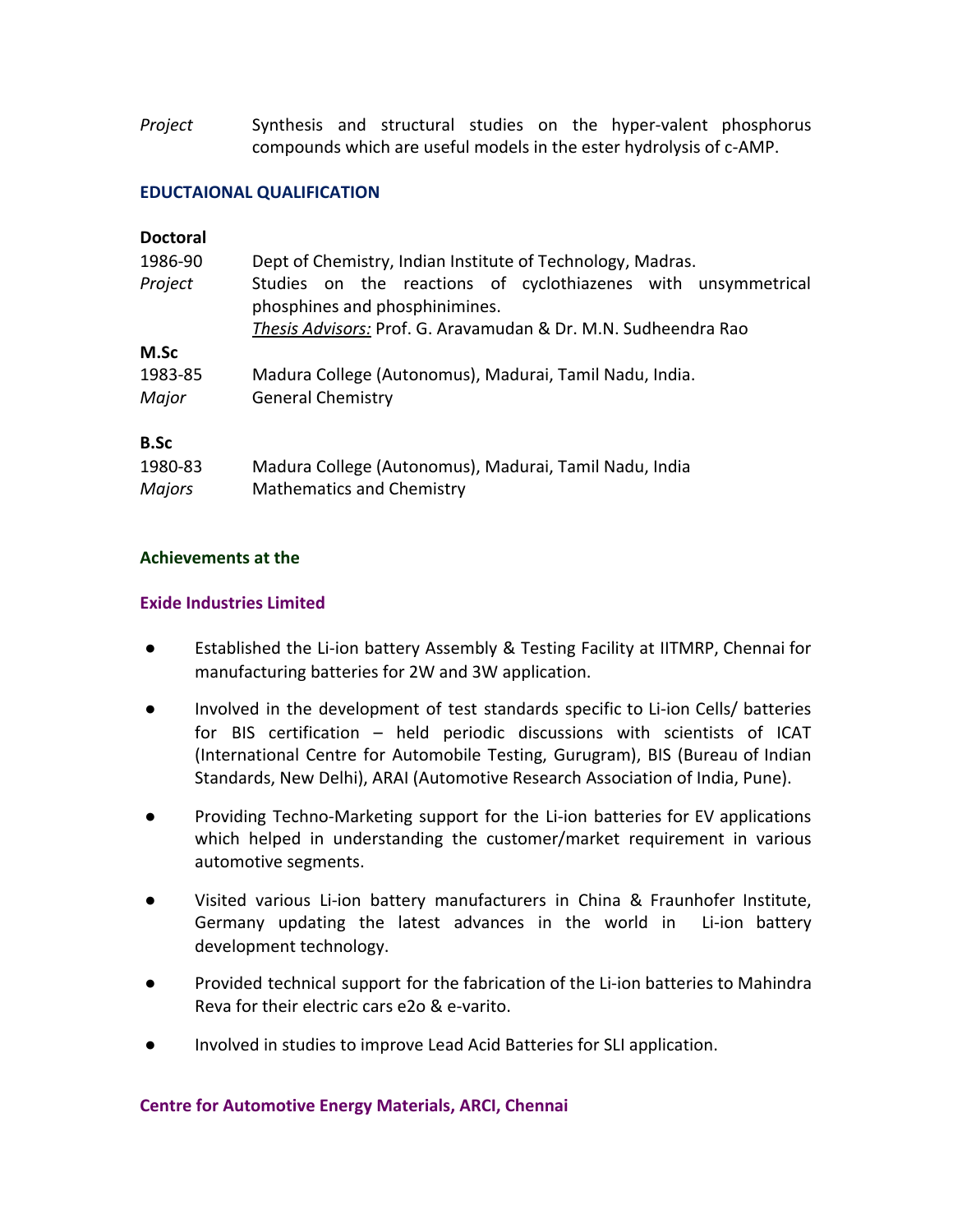*Project* Synthesis and structural studies on the hyper-valent phosphorus compounds which are useful models in the ester hydrolysis of c-AMP.

## EDUCTAIONAL QUALIFICATION

**Doctoral**

1986-90 Dept of Chemistry, Indian Institute of Technology, Madras.

*Project* Studies on the reactions of cyclothiazenes with unsymmetrical phosphines and phosphinimines.

*Thesis Advisors:* Prof. G. Aravamudan & Dr. M.N. Sudheendra Rao

**M.Sc**

1983-85 Madura College (Autonomus), Madurai, Tamil Nadu, India.

*Major* General Chemistry

**B.Sc**

1980-83 Madura College (Autonomus), Madurai, Tamil Nadu, India

*Majors* Mathematics and Chemistry

## Achievements at the

### Exide Industries Limited

- Established the Li-ion battery Assembly & Testing Facility at IITMRP, Chennai for manufacturing batteries for 2W and 3W application.
- Involved in the development of test standards specific to Li-ion Cells/ batteries for BIS certification – held periodic discussions with scientists of ICAT (International Centre for Automobile Testing, Gurugram), BIS (Bureau of Indian Standards, New Delhi), ARAI (Automotive Research Association of India, Pune).
- Providing Techno-Marketing support for the Li-ion batteries for EV applications which helped in understanding the customer/market requirement in various automotive segments.
- Visited various Li-ion battery manufacturers in China & Fraunhofer Institute, Germany updating the latest advances in the world in Li-ion battery development technology.
- Provided technical support for the fabrication of the Li-ion batteries to Mahindra Reva for their electric cars e2o & e-varito.
- Involved in studies to improve Lead Acid Batteries for SLI application.

### Centre for Automotive Energy Materials, ARCI, Chennai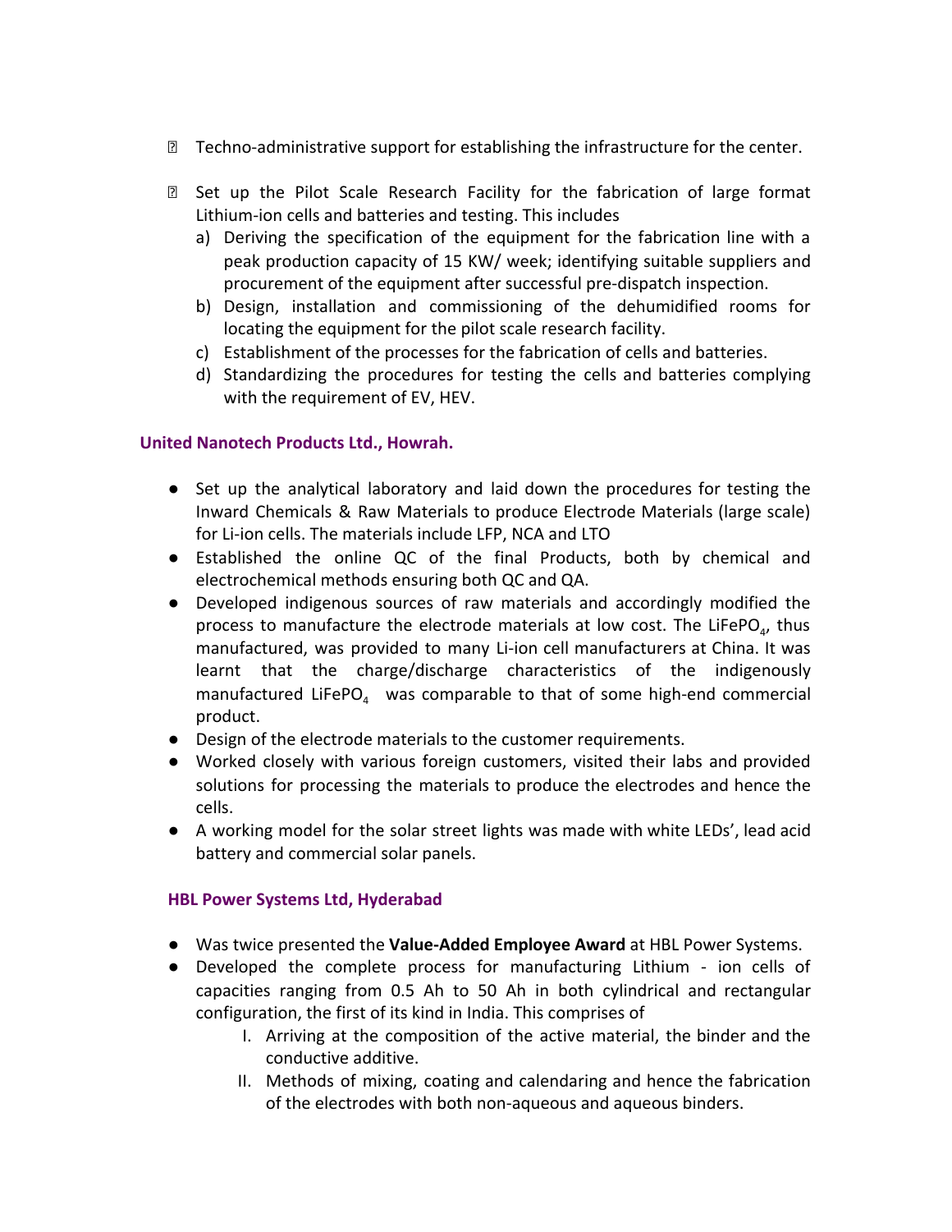- Techno-administrative support for establishing the infrastructure for the center.

- Set up the Pilot Scale Research Facility for the fabrication of large format Lithium-ion cells and batteries and testing. This includes
  a) Deriving the specification of the equipment for the fabrication line with a peak production capacity of 15 KW/ week; identifying suitable suppliers and procurement of the equipment after successful pre-dispatch inspection.
  b) Design, installation and commissioning of the dehumidified rooms for locating the equipment for the pilot scale research facility.
  c) Establishment of the processes for the fabrication of cells and batteries.
  d) Standardizing the procedures for testing the cells and batteries complying with the requirement of EV, HEV.

**United Nanotech Products Ltd., Howrah.**

- Set up the analytical laboratory and laid down the procedures for testing the Inward Chemicals & Raw Materials to produce Electrode Materials (large scale) for Li-ion cells. The materials include LFP, NCA and LTO
- Established the online QC of the final Products, both by chemical and electrochemical methods ensuring both QC and QA.
- Developed indigenous sources of raw materials and accordingly modified the process to manufacture the electrode materials at low cost. The $LiFePO_4$, thus manufactured, was provided to many Li-ion cell manufacturers at China. It was learnt that the charge/discharge characteristics of the indigenously manufactured $LiFePO_4$ was comparable to that of some high-end commercial product.
- Design of the electrode materials to the customer requirements.
- Worked closely with various foreign customers, visited their labs and provided solutions for processing the materials to produce the electrodes and hence the cells.
- A working model for the solar street lights was made with white LEDs', lead acid battery and commercial solar panels.

**HBL Power Systems Ltd, Hyderabad**

- Was twice presented the **Value-Added Employee Award** at HBL Power Systems.
- Developed the complete process for manufacturing Lithium - ion cells of capacities ranging from 0.5 Ah to 50 Ah in both cylindrical and rectangular configuration, the first of its kind in India. This comprises of
  I. Arriving at the composition of the active material, the binder and the conductive additive.
  II. Methods of mixing, coating and calendaring and hence the fabrication of the electrodes with both non-aqueous and aqueous binders.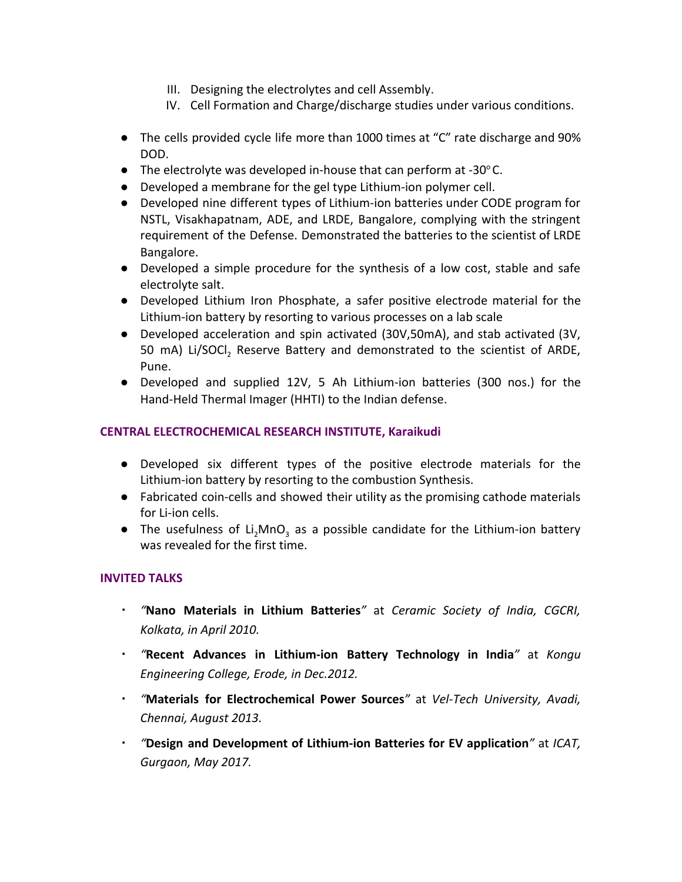III. Designing the electrolytes and cell Assembly.
IV. Cell Formation and Charge/discharge studies under various conditions.

- The cells provided cycle life more than 1000 times at "C" rate discharge and 90% DOD.
- The electrolyte was developed in-house that can perform at -30$^{o}$C.
- Developed a membrane for the gel type Lithium-ion polymer cell.
- Developed nine different types of Lithium-ion batteries under CODE program for NSTL, Visakhapatnam, ADE, and LRDE, Bangalore, complying with the stringent requirement of the Defense. Demonstrated the batteries to the scientist of LRDE Bangalore.
- Developed a simple procedure for the synthesis of a low cost, stable and safe electrolyte salt.
- Developed Lithium Iron Phosphate, a safer positive electrode material for the Lithium-ion battery by resorting to various processes on a lab scale
- Developed acceleration and spin activated (30V,50mA), and stab activated (3V, 50 mA) Li/$SOCl_2$ Reserve Battery and demonstrated to the scientist of ARDE, Pune.
- Developed and supplied 12V, 5 Ah Lithium-ion batteries (300 nos.) for the Hand-Held Thermal Imager (HHTI) to the Indian defense.

### CENTRAL ELECTROCHEMICAL RESEARCH INSTITUTE, Karaikudi

- Developed six different types of the positive electrode materials for the Lithium-ion battery by resorting to the combustion Synthesis.
- Fabricated coin-cells and showed their utility as the promising cathode materials for Li-ion cells.
- The usefulness of $Li_2MnO_3$ as a possible candidate for the Lithium-ion battery was revealed for the first time.

### INVITED TALKS

- *"***Nano Materials in Lithium Batteries***"* at *Ceramic Society of India, CGCRI, Kolkata, in April 2010.*
- *"***Recent Advances in Lithium-ion Battery Technology in India***"* at *Kongu Engineering College, Erode, in Dec.2012.*
- *"***Materials for Electrochemical Power Sources***"* at *Vel-Tech University, Avadi, Chennai, August 2013.*
- *"***Design and Development of Lithium-ion Batteries for EV application***"* at *ICAT, Gurgaon, May 2017.*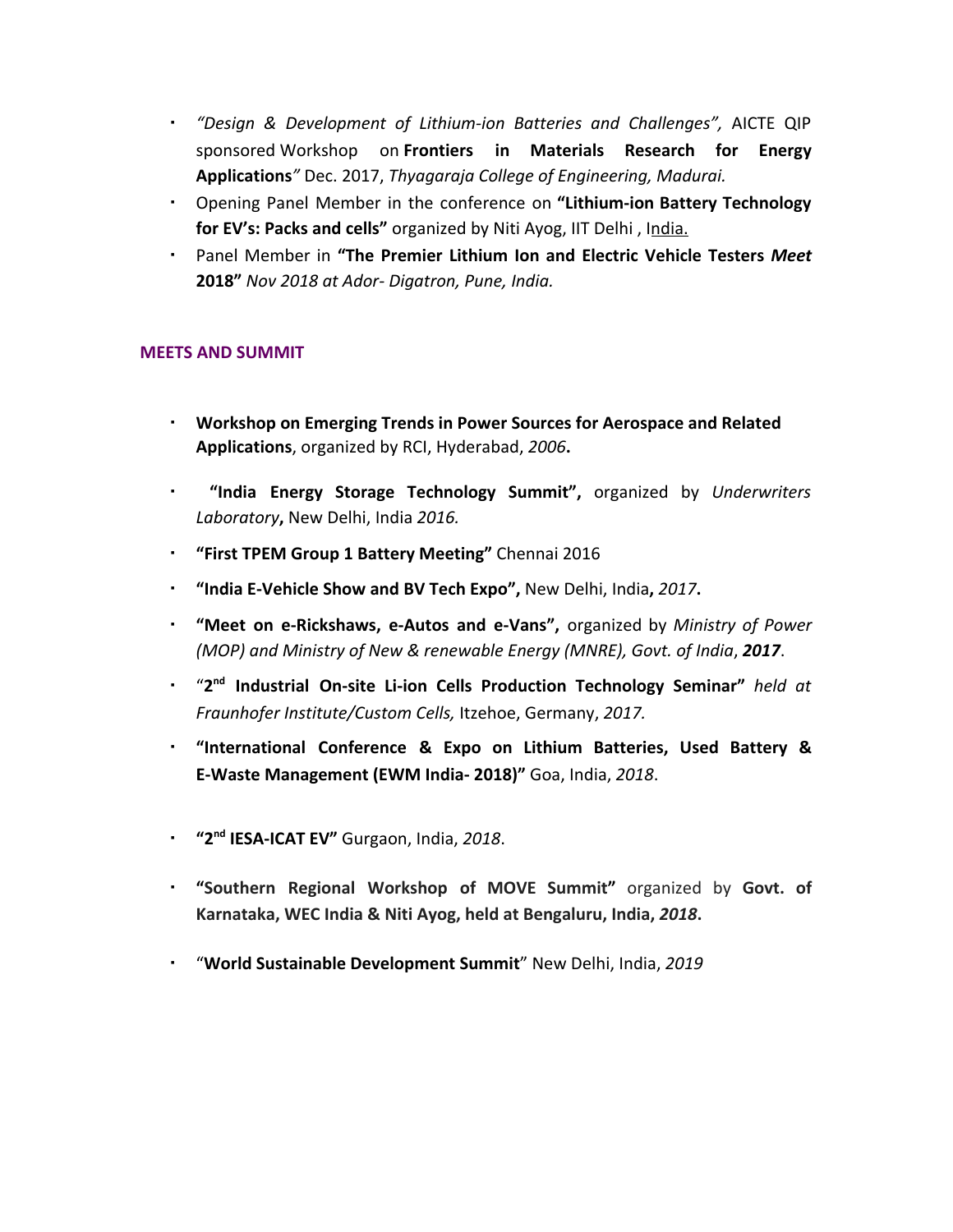- *"Design & Development of Lithium-ion Batteries and Challenges",* AICTE QIP sponsored Workshop on **Frontiers in Materials Research for Energy Applications***"* Dec. 2017, *Thyagaraja College of Engineering, Madurai.*
- Opening Panel Member in the conference on **"Lithium-ion Battery Technology for EV's: Packs and cells"** organized by Niti Ayog, IIT Delhi , India.
- Panel Member in **"The Premier Lithium Ion and Electric Vehicle Testers *Meet* 2018"** *Nov 2018 at Ador- Digatron, Pune, India.*

## MEETS AND SUMMIT

- **Workshop on Emerging Trends in Power Sources for Aerospace and Related Applications**, organized by RCI, Hyderabad, *2006***.**
- **"India Energy Storage Technology Summit",** organized by *Underwriters Laboratory***,** New Delhi, India *2016.*
- **"First TPEM Group 1 Battery Meeting"** Chennai 2016
- **"India E-Vehicle Show and BV Tech Expo",** New Delhi, India**,** ***2017*.**
- **"Meet on e-Rickshaws, e-Autos and e-Vans",** organized by *Ministry of Power (MOP) and Ministry of New & renewable Energy (MNRE), Govt. of India*, ***2017***.
- "**2nd Industrial On-site Li-ion Cells Production Technology Seminar"** *held at Fraunhofer Institute/Custom Cells,* Itzehoe, Germany, *2017.*
- **"International Conference & Expo on Lithium Batteries, Used Battery & E-Waste Management (EWM India- 2018)"** Goa, India, *2018*.
- **"2nd IESA-ICAT EV"** Gurgaon, India, *2018*.
- **"Southern Regional Workshop of MOVE Summit"** organized by **Govt. of Karnataka, WEC India & Niti Ayog, held at Bengaluru, India,** ***2018*.**
- "**World Sustainable Development Summit**" New Delhi, India, *2019*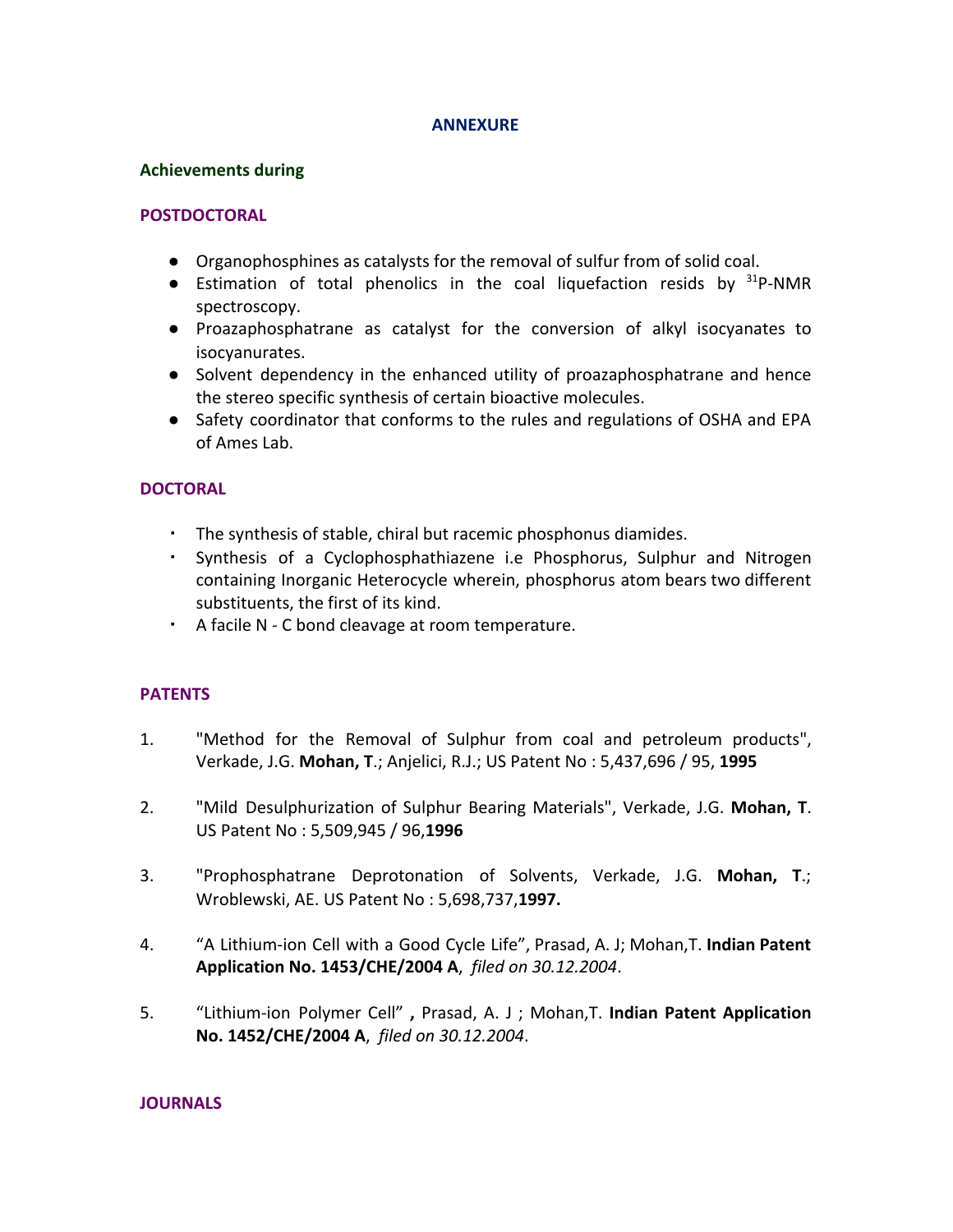## ANNEXURE

### Achievements during

### POSTDOCTORAL

- Organophosphines as catalysts for the removal of sulfur from of solid coal.
- Estimation of total phenolics in the coal liquefaction resids by $^{31}$P-NMR spectroscopy.
- Proazaphosphatrane as catalyst for the conversion of alkyl isocyanates to isocyanurates.
- Solvent dependency in the enhanced utility of proazaphosphatrane and hence the stereo specific synthesis of certain bioactive molecules.
- Safety coordinator that conforms to the rules and regulations of OSHA and EPA of Ames Lab.

### DOCTORAL

- The synthesis of stable, chiral but racemic phosphonus diamides.
- Synthesis of a Cyclophosphathiazene i.e Phosphorus, Sulphur and Nitrogen containing Inorganic Heterocycle wherein, phosphorus atom bears two different substituents, the first of its kind.
- A facile N - C bond cleavage at room temperature.

### PATENTS

1. "Method for the Removal of Sulphur from coal and petroleum products", Verkade, J.G. **Mohan, T**.; Anjelici, R.J.; US Patent No : 5,437,696 / 95, **1995**

2. "Mild Desulphurization of Sulphur Bearing Materials", Verkade, J.G. **Mohan, T**. US Patent No : 5,509,945 / 96,**1996**

3. "Prophosphatrane Deprotonation of Solvents, Verkade, J.G. **Mohan, T**.; Wroblewski, AE. US Patent No : 5,698,737,**1997.**

4. "A Lithium-ion Cell with a Good Cycle Life", Prasad, A. J; Mohan,T. **Indian Patent Application No. 1453/CHE/2004 A**, *filed on 30.12.2004*.

5. "Lithium-ion Polymer Cell" **,** Prasad, A. J ; Mohan,T. **Indian Patent Application No. 1452/CHE/2004 A**, *filed on 30.12.2004*.

### JOURNALS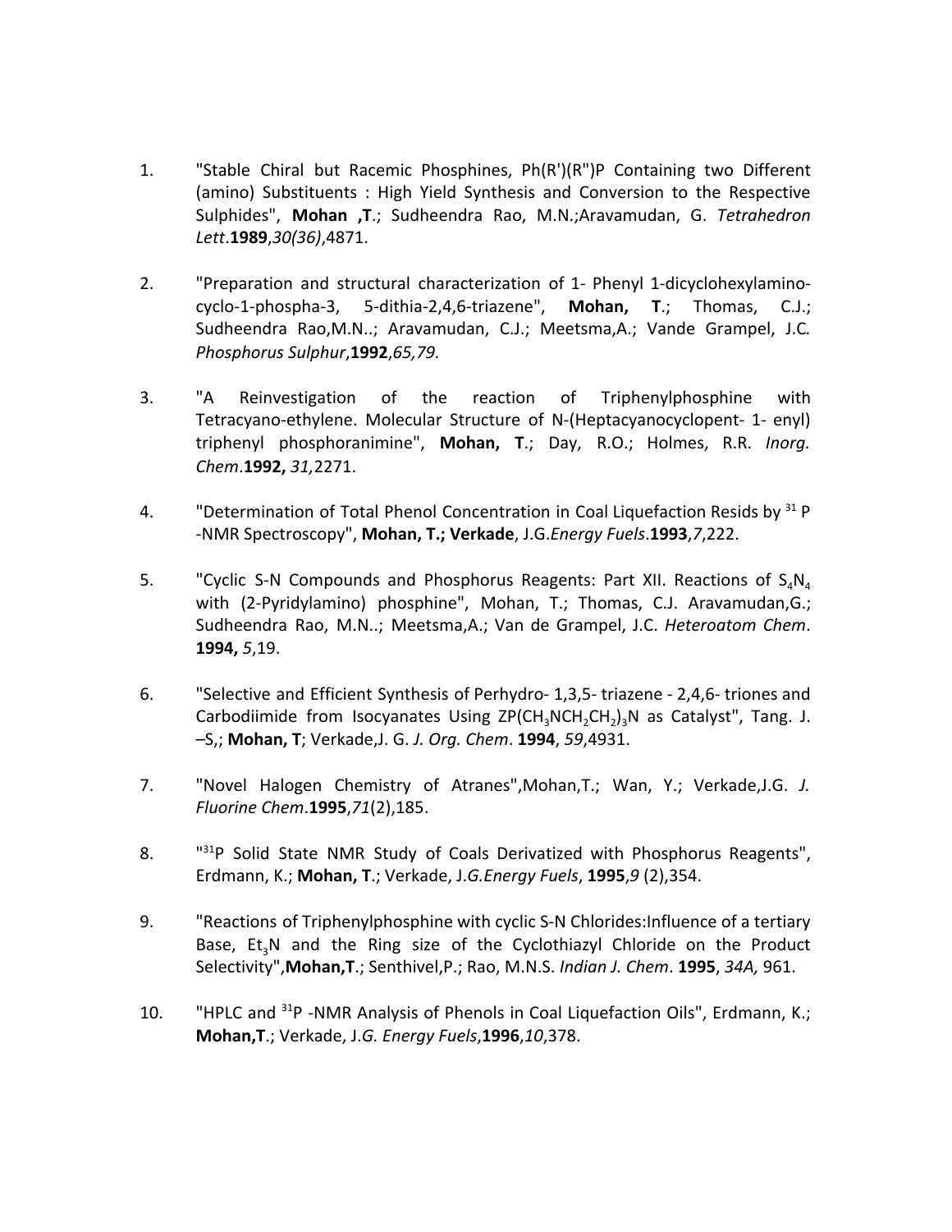1. "Stable Chiral but Racemic Phosphines, Ph(R')(R")P Containing two Different (amino) Substituents : High Yield Synthesis and Conversion to the Respective Sulphides", **Mohan ,T**.; Sudheendra Rao, M.N.;Aravamudan, G. *Tetrahedron Lett*.**1989**,*30(36)*,4871.

2. "Preparation and structural characterization of 1- Phenyl 1-dicyclohexylamino-cyclo-1-phospha-3, 5-dithia-2,4,6-triazene", **Mohan, T**.; Thomas, C.J.; Sudheendra Rao,M.N..; Aravamudan, C.J.; Meetsma,A.; Vande Grampel, J.C. *Phosphorus Sulphur*,**1992**,*65,79.*

3. "A Reinvestigation of the reaction of Triphenylphosphine with Tetracyano-ethylene. Molecular Structure of N-(Heptacyanocyclopent- 1- enyl) triphenyl phosphoranimine", **Mohan, T**.; Day, R.O.; Holmes, R.R. *Inorg. Chem*.**1992,** *31,*2271.

4. "Determination of Total Phenol Concentration in Coal Liquefaction Resids by $^{31}$P -NMR Spectroscopy", **Mohan, T.; Verkade**, J.G.*Energy Fuels*.**1993**,*7*,222.

5. "Cyclic S-N Compounds and Phosphorus Reagents: Part XII. Reactions of $S_4N_4$ with (2-Pyridylamino) phosphine", Mohan, T.; Thomas, C.J. Aravamudan,G.; Sudheendra Rao, M.N..; Meetsma,A.; Van de Grampel, J.C. *Heteroatom Chem*. **1994,** *5*,19.

6. "Selective and Efficient Synthesis of Perhydro- 1,3,5- triazene - 2,4,6- triones and Carbodiimide from Isocyanates Using $ZP(CH_3NCH_2CH_2)_3N$ as Catalyst", Tang. J. –S,; **Mohan, T**; Verkade,J. G. *J. Org. Chem*. **1994**, *59*,4931.

7. "Novel Halogen Chemistry of Atranes",Mohan,T.; Wan, Y.; Verkade,J.G. *J. Fluorine Chem*.**1995**,*71*(2),185.

8. "$^{31}$P Solid State NMR Study of Coals Derivatized with Phosphorus Reagents", Erdmann, K.; **Mohan, T**.; Verkade, J.*G.Energy Fuels*, **1995**,*9* (2),354.

9. "Reactions of Triphenylphosphine with cyclic S-N Chlorides:Influence of a tertiary Base, $Et_3N$ and the Ring size of the Cyclothiazyl Chloride on the Product Selectivity",**Mohan,T**.; Senthivel,P.; Rao, M.N.S. *Indian J. Chem*. **1995**, *34A,* 961.

10. "HPLC and $^{31}$P -NMR Analysis of Phenols in Coal Liquefaction Oils", Erdmann, K.; **Mohan,T**.; Verkade, J.*G. Energy Fuels*,**1996**,*10*,378.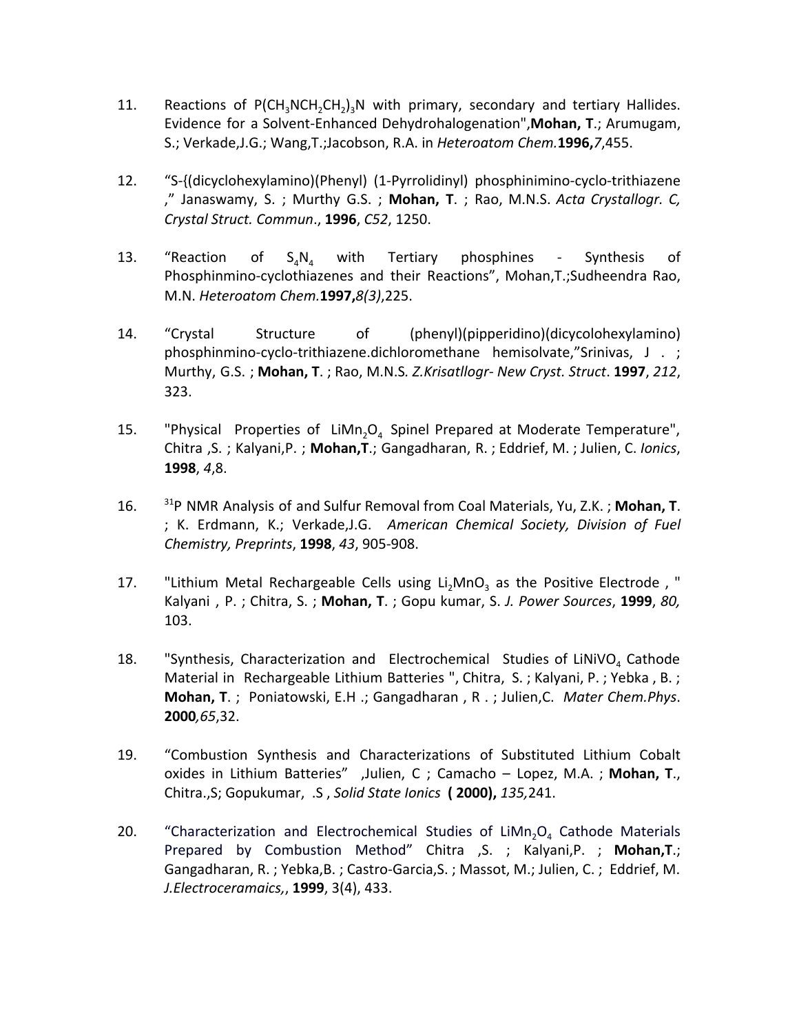11. Reactions of $P(CH_3NCH_2CH_2)_3N$ with primary, secondary and tertiary Hallides. Evidence for a Solvent-Enhanced Dehydrohalogenation",**Mohan, T**.; Arumugam, S.; Verkade,J.G.; Wang,T.;Jacobson, R.A. in *Heteroatom Chem.***1996,***7*,455.

12. "S-{(dicyclohexylamino)(Phenyl) (1-Pyrrolidinyl) phosphinimino-cyclo-trithiazene ," Janaswamy, S. ; Murthy G.S. ; **Mohan, T**. ; Rao, M.N.S. *Acta Crystallogr. C, Crystal Struct. Commun*., **1996**, *C52*, 1250.

13. "Reaction of $S_4N_4$ with Tertiary phosphines - Synthesis of Phosphinmino-cyclothiazenes and their Reactions", Mohan,T.;Sudheendra Rao, M.N. *Heteroatom Chem.***1997,***8(3)*,225.

14. "Crystal Structure of (phenyl)(pipperidino)(dicycolohexylamino) phosphinmino-cyclo-trithiazene.dichloromethane hemisolvate,"Srinivas, J . ; Murthy, G.S. ; **Mohan, T**. ; Rao, M.N.S*. Z.Krisatllogr- New Cryst. Struct*. **1997**, *212*, 323.

15. "Physical Properties of $LiMn_2O_4$ Spinel Prepared at Moderate Temperature", Chitra ,S. ; Kalyani,P. ; **Mohan,T**.; Gangadharan, R. ; Eddrief, M. ; Julien, C. *Ionics*, **1998**, *4*,8.

16. [31]P NMR Analysis of and Sulfur Removal from Coal Materials, Yu, Z.K. ; **Mohan, T**. ; K. Erdmann, K.; Verkade,J.G. *American Chemical Society, Division of Fuel Chemistry, Preprints*, **1998**, *43*, 905-908.

17. "Lithium Metal Rechargeable Cells using $Li_2MnO_3$ as the Positive Electrode , " Kalyani , P. ; Chitra, S. ; **Mohan, T**. ; Gopu kumar, S. *J. Power Sources*, **1999**, *80,* 103.

18. "Synthesis, Characterization and Electrochemical Studies of $LiNiVO_4$ Cathode Material in Rechargeable Lithium Batteries ", Chitra, S. ; Kalyani, P. ; Yebka , B. ; **Mohan, T**. ; Poniatowski, E.H .; Gangadharan , R . ; Julien,C. *Mater Chem.Phys*. **2000***,65*,32.

19. "Combustion Synthesis and Characterizations of Substituted Lithium Cobalt oxides in Lithium Batteries" ,Julien, C ; Camacho – Lopez, M.A. ; **Mohan, T**., Chitra.,S; Gopukumar, .S , *Solid State Ionics* **( 2000),** *135,*241.

20. "Characterization and Electrochemical Studies of $LiMn_2O_4$ Cathode Materials Prepared by Combustion Method" Chitra ,S. ; Kalyani,P. ; **Mohan,T**.; Gangadharan, R. ; Yebka,B. ; Castro-Garcia,S. ; Massot, M.; Julien, C. ; Eddrief, M. *J.Electroceramaics,*, **1999**, 3(4), 433.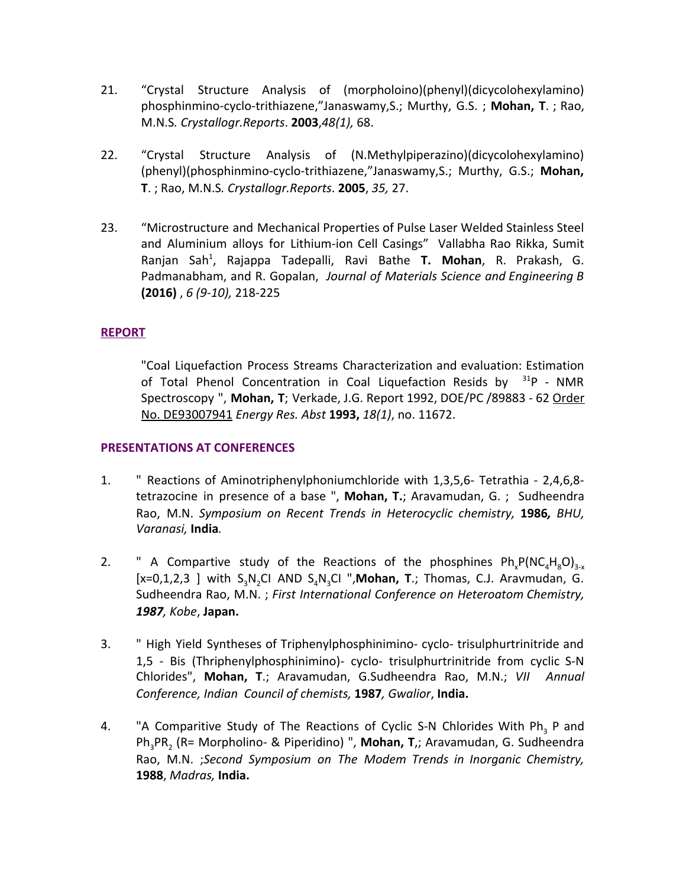21. "Crystal Structure Analysis of (morpholoino)(phenyl)(dicycolohexylamino) phosphinmino-cyclo-trithiazene,"Janaswamy,S.; Murthy, G.S. ; **Mohan, T**. ; Rao, M.N.S. *Crystallogr.Reports*. **2003**,*48(1),* 68.

22. "Crystal Structure Analysis of (N.Methylpiperazino)(dicycolohexylamino) (phenyl)(phosphinmino-cyclo-trithiazene,"Janaswamy,S.; Murthy, G.S.; **Mohan, T**. ; Rao, M.N.S. *Crystallogr.Reports*. **2005**, *35,* 27.

23. "Microstructure and Mechanical Properties of Pulse Laser Welded Stainless Steel and Aluminium alloys for Lithium-ion Cell Casings" Vallabha Rao Rikka, Sumit Ranjan Sah[1], Rajappa Tadepalli, Ravi Bathe **T. Mohan**, R. Prakash, G. Padmanabham, and R. Gopalan, *Journal of Materials Science and Engineering B* **(2016)** , *6 (9-10),* 218-225

## REPORT

"Coal Liquefaction Process Streams Characterization and evaluation: Estimation of Total Phenol Concentration in Coal Liquefaction Resids by $^{31}P$ - NMR Spectroscopy ", **Mohan, T**; Verkade, J.G. Report 1992, DOE/PC /89883 - 62 Order No. DE93007941 *Energy Res. Abst* **1993,** *18(1)*, no. 11672.

## PRESENTATIONS AT CONFERENCES

1. " Reactions of Aminotriphenylphoniumchloride with 1,3,5,6- Tetrathia - 2,4,6,8-tetrazocine in presence of a base ", **Mohan, T.**; Aravamudan, G. ; Sudheendra Rao, M.N. *Symposium on Recent Trends in Heterocyclic chemistry,* **1986***, BHU, Varanasi,* **India***.*

2. " A Compartive study of the Reactions of the phosphines $Ph_xP(NC_4H_8O)_{3-x}$ [x=0,1,2,3 ] with $S_3N_2Cl$ AND $S_4N_3Cl$ ",**Mohan, T**.; Thomas, C.J. Aravmudan, G. Sudheendra Rao, M.N. ; *First International Conference on Heteroatom Chemistry,* ***1987****, Kobe*, **Japan.**

3. " High Yield Syntheses of Triphenylphosphinimino- cyclo- trisulphurtrinitride and 1,5 - Bis (Thriphenylphosphinimino)- cyclo- trisulphurtrinitride from cyclic S-N Chlorides", **Mohan, T**.; Aravamudan, G.Sudheendra Rao, M.N.; *VII Annual Conference, Indian Council of chemists,* **1987***, Gwalior*, **India.**

4. "A Comparitive Study of The Reactions of Cyclic S-N Chlorides With $Ph_3$ P and $Ph_3PR_2$ (R= Morpholino- & Piperidino) ", **Mohan, T**,; Aravamudan, G. Sudheendra Rao, M.N. ;*Second Symposium on The Modem Trends in Inorganic Chemistry,* **1988**, *Madras,* **India.**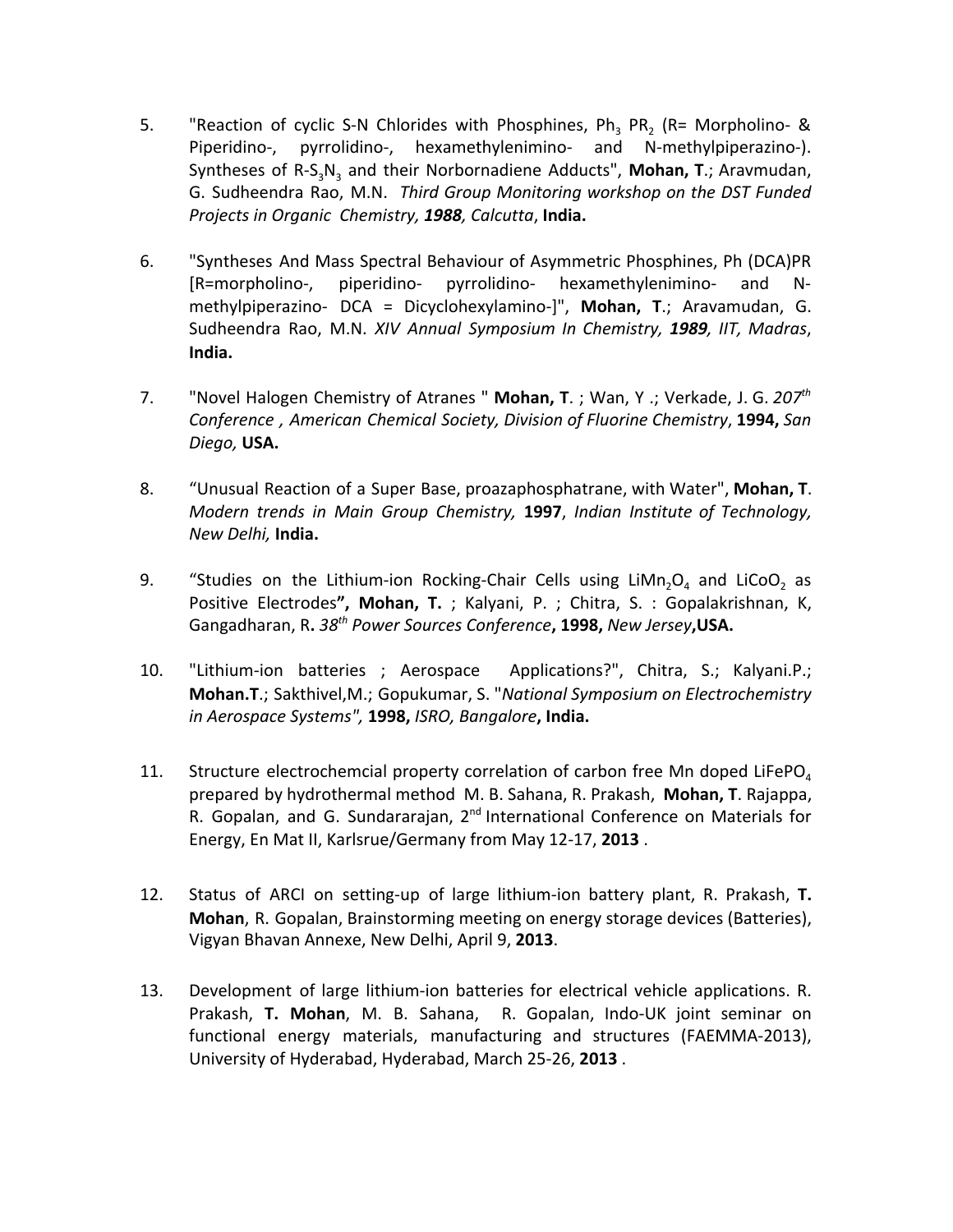5. "Reaction of cyclic S-N Chlorides with Phosphines, $Ph_3$ $PR_2$ (R= Morpholino- & Piperidino-, pyrrolidino-, hexamethylenimino- and N-methylpiperazino-). Syntheses of R-$S_3N_3$ and their Norbornadiene Adducts", **Mohan, T**.; Aravmudan, G. Sudheendra Rao, M.N. *Third Group Monitoring workshop on the DST Funded Projects in Organic Chemistry, **1988**, Calcutta*, **India.**

6. "Syntheses And Mass Spectral Behaviour of Asymmetric Phosphines, Ph (DCA)PR [R=morpholino-, piperidino- pyrrolidino- hexamethylenimino- and N-methylpiperazino- DCA = Dicyclohexylamino-]", **Mohan, T**.; Aravamudan, G. Sudheendra Rao, M.N. *XIV Annual Symposium In Chemistry, **1989**, IIT, Madras*, **India.**

7. "Novel Halogen Chemistry of Atranes " **Mohan, T**. ; Wan, Y .; Verkade, J. G. *207[th] Conference , American Chemical Society, Division of Fluorine Chemistry*, **1994,** *San Diego,* **USA.**

8. "Unusual Reaction of a Super Base, proazaphosphatrane, with Water", **Mohan, T**. *Modern trends in Main Group Chemistry,* **1997**, *Indian Institute of Technology, New Delhi,* **India.**

9. "Studies on the Lithium-ion Rocking-Chair Cells using $LiMn_2O_4$ and $LiCoO_2$ as Positive Electrodes**", Mohan, T.** ; Kalyani, P. ; Chitra, S. : Gopalakrishnan, K, Gangadharan, R**.** *38[th] Power Sources Conference***, 1998,** *New Jersey***,USA.**

10. "Lithium-ion batteries ; Aerospace Applications?", Chitra, S.; Kalyani.P.; **Mohan.T**.; Sakthivel,M.; Gopukumar, S. "*National Symposium on Electrochemistry in Aerospace Systems",* **1998,** *ISRO, Bangalore***, India.**

11. Structure electrochemcial property correlation of carbon free Mn doped $LiFePO_4$ prepared by hydrothermal method M. B. Sahana, R. Prakash, **Mohan, T**. Rajappa, R. Gopalan, and G. Sundararajan, 2[nd] International Conference on Materials for Energy, En Mat II, Karlsrue/Germany from May 12-17, **2013** .

12. Status of ARCI on setting-up of large lithium-ion battery plant, R. Prakash, **T. Mohan**, R. Gopalan, Brainstorming meeting on energy storage devices (Batteries), Vigyan Bhavan Annexe, New Delhi, April 9, **2013**.

13. Development of large lithium-ion batteries for electrical vehicle applications. R. Prakash, **T. Mohan**, M. B. Sahana, R. Gopalan, Indo-UK joint seminar on functional energy materials, manufacturing and structures (FAEMMA-2013), University of Hyderabad, Hyderabad, March 25-26, **2013** .